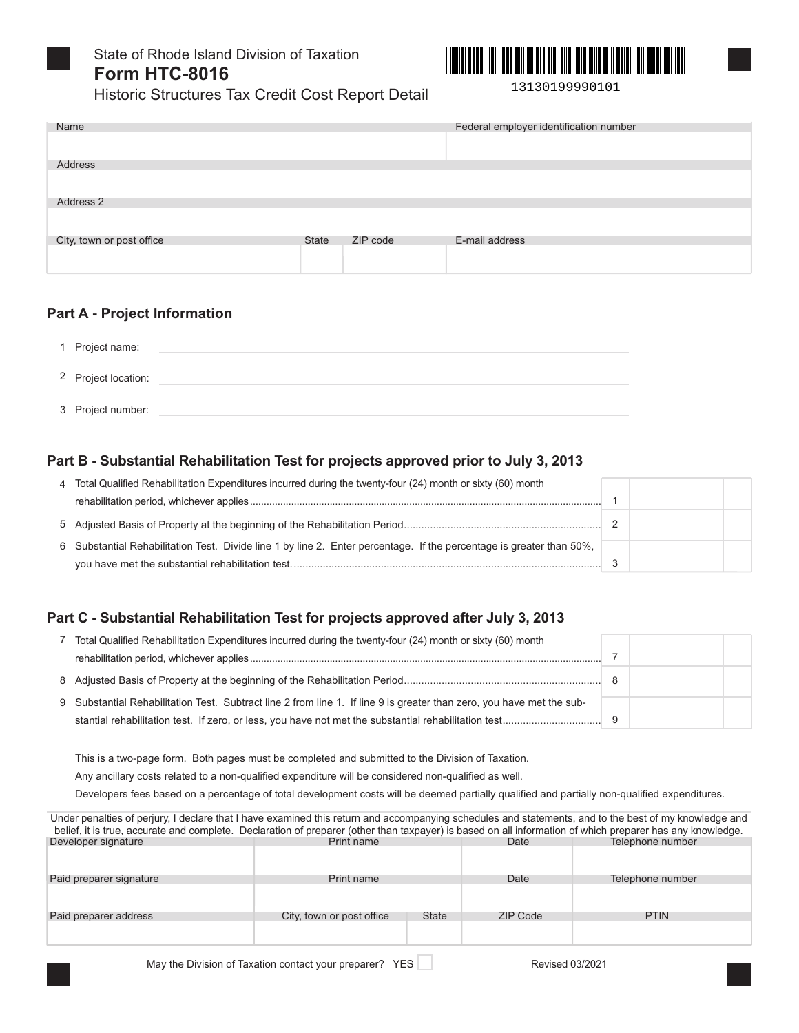State of Rhode Island Division of Taxation

# Form HTC-8016

Historic Structures Tax Credit Cost Report Detail

13130199990101

| Name | | | Federal employer identification number |
|---|---|---|---|
| | | | |
| **Address** | | | |
| | | | |
| **Address 2** | | | |
| | | | |
| **City, town or post office** | **State** | **ZIP code** | **E-mail address** |
| | | | |

## Part A - Project Information

1 Project name: ______________________

2 Project location: ______________________

3 Project number: ______________________

## Part B - Substantial Rehabilitation Test for projects approved prior to July 3, 2013

| | | | |
|---|---|---|---|
| 4 Total Qualified Rehabilitation Expenditures incurred during the twenty-four (24) month or sixty (60) month rehabilitation period, whichever applies | 1 | | |
| 5 Adjusted Basis of Property at the beginning of the Rehabilitation Period | 2 | | |
| 6 Substantial Rehabilitation Test. Divide line 1 by line 2. Enter percentage. If the percentage is greater than 50%, you have met the substantial rehabilitation test. | 3 | | |

## Part C - Substantial Rehabilitation Test for projects approved after July 3, 2013

| | | | |
|---|---|---|---|
| 7 Total Qualified Rehabilitation Expenditures incurred during the twenty-four (24) month or sixty (60) month rehabilitation period, whichever applies | 7 | | |
| 8 Adjusted Basis of Property at the beginning of the Rehabilitation Period | 8 | | |
| 9 Substantial Rehabilitation Test. Subtract line 2 from line 1. If line 9 is greater than zero, you have met the substantial rehabilitation test. If zero, or less, you have not met the substantial rehabilitation test | 9 | | |

This is a two-page form. Both pages must be completed and submitted to the Division of Taxation.

Any ancillary costs related to a non-qualified expenditure will be considered non-qualified as well.

Developers fees based on a percentage of total development costs will be deemed partially qualified and partially non-qualified expenditures.

Under penalties of perjury, I declare that I have examined this return and accompanying schedules and statements, and to the best of my knowledge and belief, it is true, accurate and complete. Declaration of preparer (other than taxpayer) is based on all information of which preparer has any knowledge.

| Developer signature | Print name | | Date | Telephone number |
|---|---|---|---|---|
| | | | | |
| **Paid preparer signature** | **Print name** | | **Date** | **Telephone number** |
| | | | | |
| **Paid preparer address** | **City, town or post office** | **State** | **ZIP Code** | **PTIN** |
| | | | | |

May the Division of Taxation contact your preparer? YES ☐

Revised 03/2021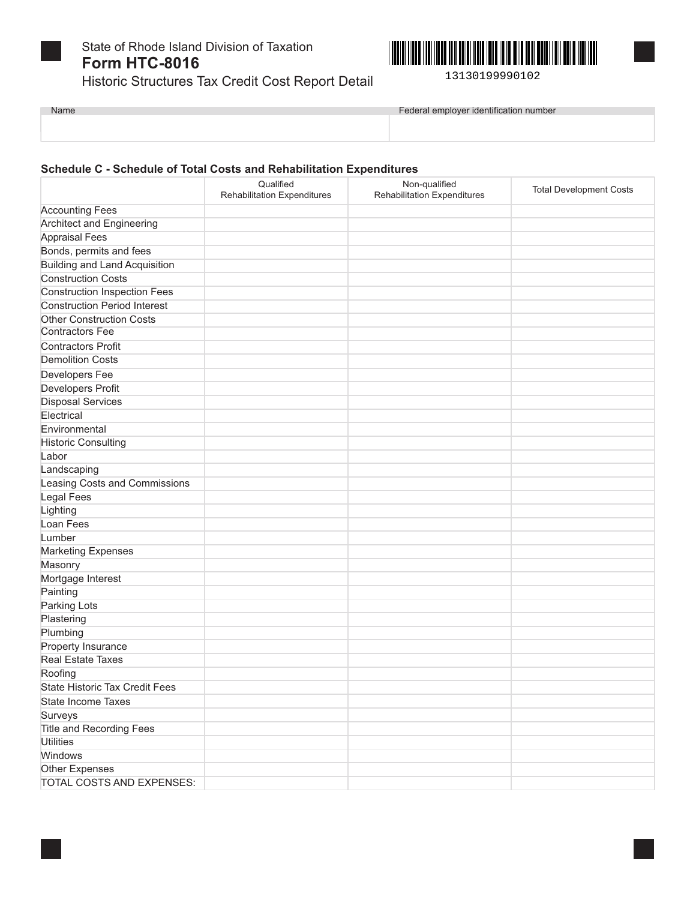State of Rhode Island Division of Taxation

# Form HTC-8016

Historic Structures Tax Credit Cost Report Detail

13130199990102

| Name | Federal employer identification number |
|---|---|
| | |

### Schedule C - Schedule of Total Costs and Rehabilitation Expenditures

| | Qualified Rehabilitation Expenditures | Non-qualified Rehabilitation Expenditures | Total Development Costs |
|---|---|---|---|
| Accounting Fees | | | |
| Architect and Engineering | | | |
| Appraisal Fees | | | |
| Bonds, permits and fees | | | |
| Building and Land Acquisition | | | |
| Construction Costs | | | |
| Construction Inspection Fees | | | |
| Construction Period Interest | | | |
| Other Construction Costs | | | |
| Contractors Fee | | | |
| Contractors Profit | | | |
| Demolition Costs | | | |
| Developers Fee | | | |
| Developers Profit | | | |
| Disposal Services | | | |
| Electrical | | | |
| Environmental | | | |
| Historic Consulting | | | |
| Labor | | | |
| Landscaping | | | |
| Leasing Costs and Commissions | | | |
| Legal Fees | | | |
| Lighting | | | |
| Loan Fees | | | |
| Lumber | | | |
| Marketing Expenses | | | |
| Masonry | | | |
| Mortgage Interest | | | |
| Painting | | | |
| Parking Lots | | | |
| Plastering | | | |
| Plumbing | | | |
| Property Insurance | | | |
| Real Estate Taxes | | | |
| Roofing | | | |
| State Historic Tax Credit Fees | | | |
| State Income Taxes | | | |
| Surveys | | | |
| Title and Recording Fees | | | |
| Utilities | | | |
| Windows | | | |
| Other Expenses | | | |
| TOTAL COSTS AND EXPENSES: | | | |